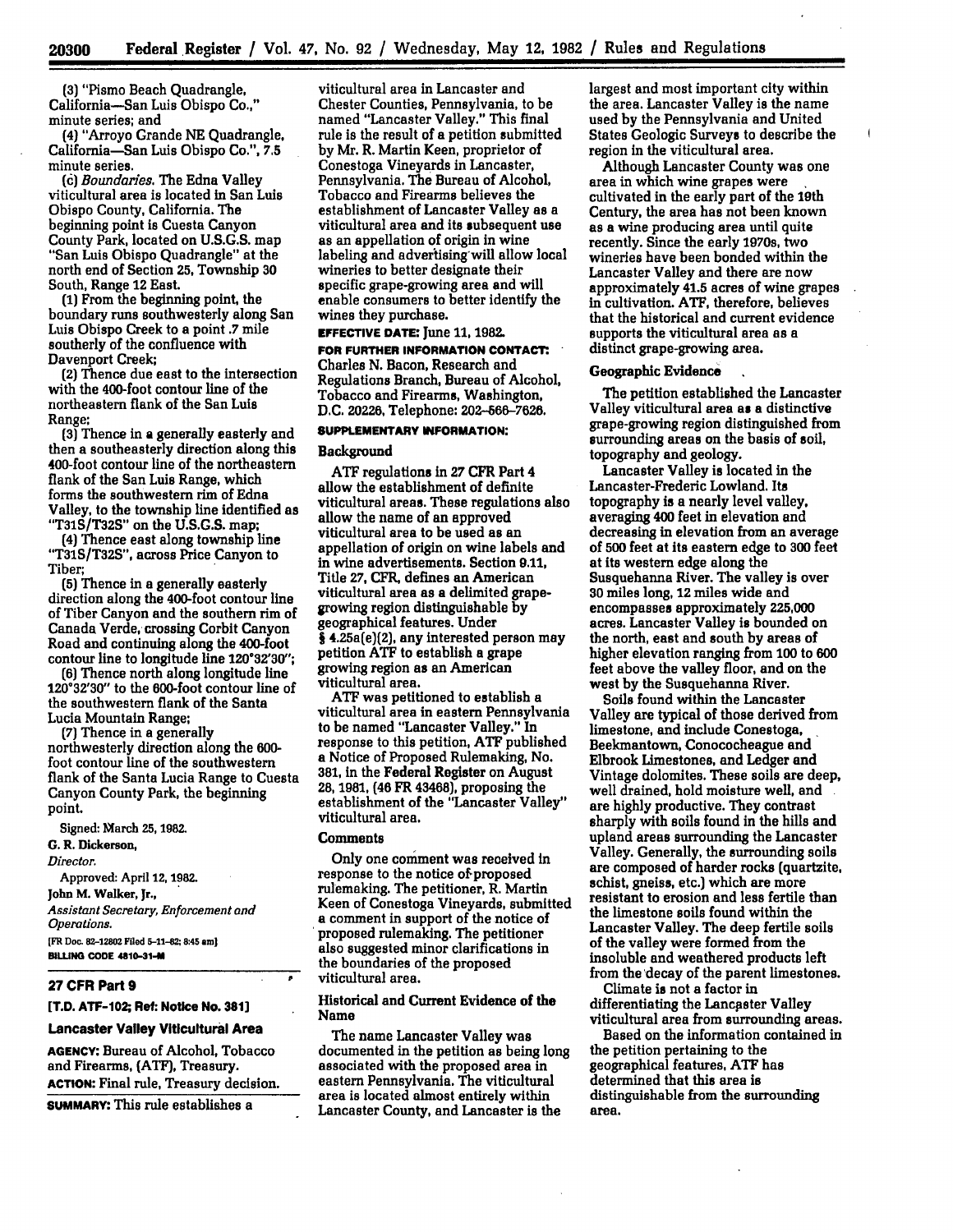(3) "Pismo Beach Quadrangle, California—San Luis Obispo Co.," minute series; and

(4) "Arroyo Grande NE Quadrangle, California—San Luis Obispo Co.", 7.5 minute series.

(c) *Boundaries.* The Edna Valley viticultural area is located in San Luis Obispo County, California. The beginning point is Cuesta Canyon County Park, located on U.S.G.S. map "San Luis Obispo Quadrangle" at the north end of Section 25, Township 30 South, Range 12 East.

(1) From the beginning point, the boundary runs southwesterly along San Luis Obispo Creek to a point .7 mile southerly of the confluence with Davenport Creek;

(2) Thence due east to the intersection with the 400-foot contour line of the northeastern flank of the San Luis Range;

(3) Thence in a generally easterly and then a southeasterly direction along this 400-foot contour line of the northeastern flank of the San Luis Range, which forms the southwestern rim of Edna Valley, to the township line identified as "T31S/T32S" on the U.S.G.S. map;

(4) Thence east along township line "T31S/T32S", across Price Canyon to Tiber;

(5) Thence in a generally easterly direction along the 400-foot contour line of Tiber Canyon and the southern rim of Canada Verde, crossing Corbit Canyon Road and continuing along the 400-foot contour line to longitude line 120°32'30";

(6) Thence north along longitude line 120°32'30" to the 600-foot contour line of the southwestern flank of the Santa Lucia Mountain Range;

(7) Thence in a generally northwesterly direction along the 600-foot contour line of the southwestern flank of the Santa Lucia Range to Cuesta Canyon County Park, the beginning point.

Signed: March 25, 1982.

G. R. Dickerson,

*Director.*

Approved: April 12, 1982.

John M. Walker, Jr.,

*Assistant Secretary, Enforcement and Operations.*

[FR Doc. 82-12802 Filed 5-11-82; 8:45 am]

BILLING CODE 4810-31-M

## 27 CFR Part 9

**[T.D. ATF-102; Ref: Notice No. 381]**

### Lancaster Valley Viticultural Area

**AGENCY:** Bureau of Alcohol, Tobacco and Firearms, (ATF), Treasury.

**ACTION:** Final rule, Treasury decision.

**SUMMARY:** This rule establishes a viticultural area in Lancaster and Chester Counties, Pennsylvania, to be named "Lancaster Valley." This final rule is the result of a petition submitted by Mr. R. Martin Keen, proprietor of Conestoga Vineyards in Lancaster, Pennsylvania. The Bureau of Alcohol, Tobacco and Firearms believes the establishment of Lancaster Valley as a viticultural area and its subsequent use as an appellation of origin in wine labeling and advertising will allow local wineries to better designate their specific grape-growing area and will enable consumers to better identify the wines they purchase.

**EFFECTIVE DATE:** June 11, 1982.

**FOR FURTHER INFORMATION CONTACT:** Charles N. Bacon, Research and Regulations Branch, Bureau of Alcohol, Tobacco and Firearms, Washington, D.C. 20226, Telephone: 202-566-7626.

**SUPPLEMENTARY INFORMATION:**

### Background

ATF regulations in 27 CFR Part 4 allow the establishment of definite viticultural areas. These regulations also allow the name of an approved viticultural area to be used as an appellation of origin on wine labels and in wine advertisements. Section 9.11, Title 27, CFR, defines an American viticultural area as a delimited grape-growing region distinguishable by geographical features. Under § 4.25a(e)(2), any interested person may petition ATF to establish a grape growing region as an American viticultural area.

ATF was petitioned to establish a viticultural area in eastern Pennsylvania to be named "Lancaster Valley." In response to this petition, ATF published a Notice of Proposed Rulemaking, No. 381, in the Federal Register on August 28, 1981, (46 FR 43468), proposing the establishment of the "Lancaster Valley" viticultural area.

### Comments

Only one comment was received in response to the notice of proposed rulemaking. The petitioner, R. Martin Keen of Conestoga Vineyards, submitted a comment in support of the notice of proposed rulemaking. The petitioner also suggested minor clarifications in the boundaries of the proposed viticultural area.

### Historical and Current Evidence of the Name

The name Lancaster Valley was documented in the petition as being long associated with the proposed area in eastern Pennsylvania. The viticultural area is located almost entirely within Lancaster County, and Lancaster is the largest and most important city within the area. Lancaster Valley is the name used by the Pennsylvania and United States Geologic Surveys to describe the region in the viticultural area.

Although Lancaster County was one area in which wine grapes were cultivated in the early part of the 19th Century, the area has not been known as a wine producing area until quite recently. Since the early 1970s, two wineries have been bonded within the Lancaster Valley and there are now approximately 41.5 acres of wine grapes in cultivation. ATF, therefore, believes that the historical and current evidence supports the viticultural area as a distinct grape-growing area.

### Geographic Evidence

The petition established the Lancaster Valley viticultural area as a distinctive grape-growing region distinguished from surrounding areas on the basis of soil, topography and geology.

Lancaster Valley is located in the Lancaster-Frederic Lowland. Its topography is a nearly level valley, averaging 400 feet in elevation and decreasing in elevation from an average of 500 feet at its eastern edge to 300 feet at its western edge along the Susquehanna River. The valley is over 30 miles long, 12 miles wide and encompasses approximately 225,000 acres. Lancaster Valley is bounded on the north, east and south by areas of higher elevation ranging from 100 to 600 feet above the valley floor, and on the west by the Susquehanna River.

Soils found within the Lancaster Valley are typical of those derived from limestone, and include Conestoga, Beekmantown, Conococheague and Elbrook Limestones, and Ledger and Vintage dolomites. These soils are deep, well drained, hold moisture well, and are highly productive. They contrast sharply with soils found in the hills and upland areas surrounding the Lancaster Valley. Generally, the surrounding soils are composed of harder rocks (quartzite, schist, gneiss, etc.) which are more resistant to erosion and less fertile than the limestone soils found within the Lancaster Valley. The deep fertile soils of the valley were formed from the insoluble and weathered products left from the decay of the parent limestones.

Climate is not a factor in differentiating the Lancaster Valley viticultural area from surrounding areas.

Based on the information contained in the petition pertaining to the geographical features, ATF has determined that this area is distinguishable from the surrounding area.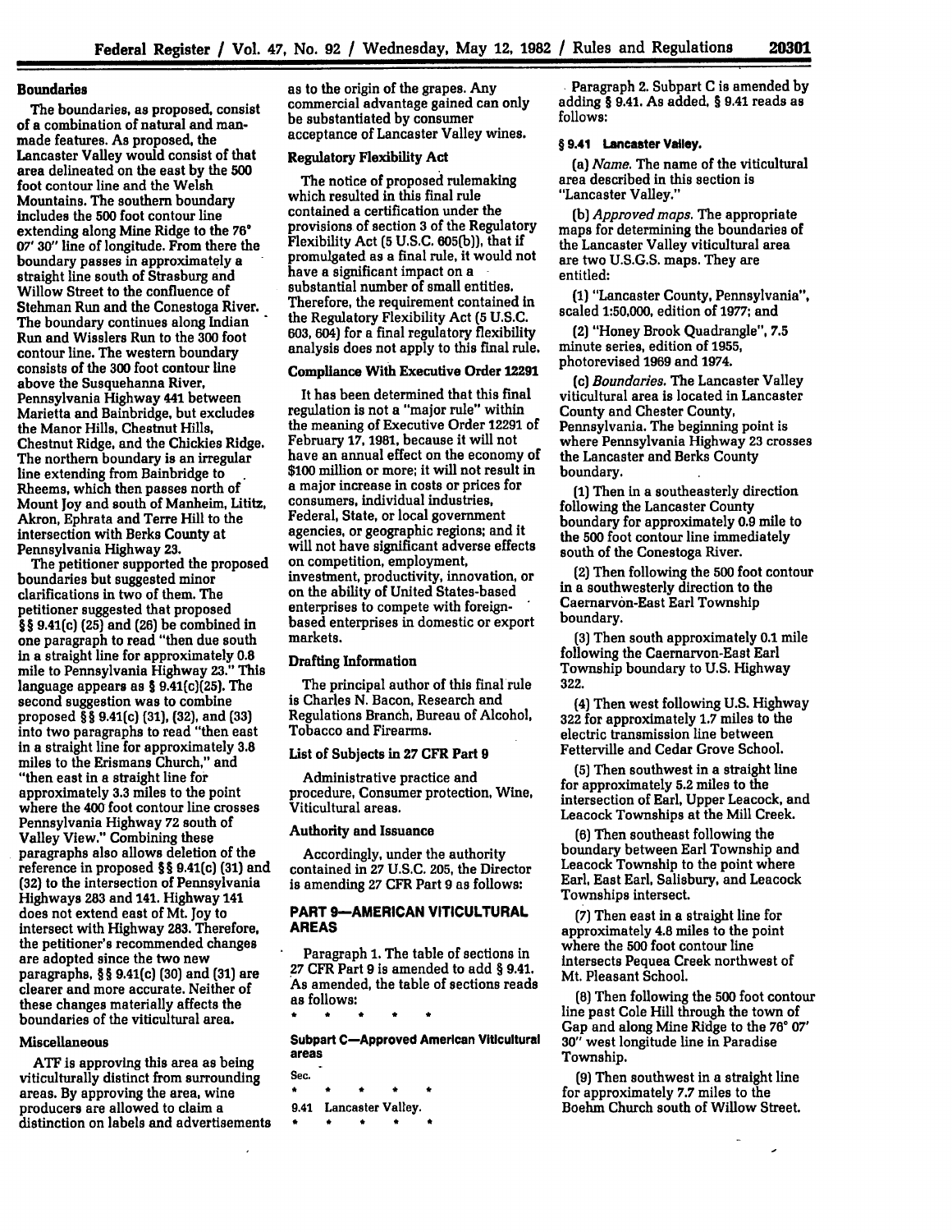### Boundaries

The boundaries, as proposed, consist of a combination of natural and man-made features. As proposed, the Lancaster Valley would consist of that area delineated on the east by the 500 foot contour line and the Welsh Mountains. The southern boundary includes the 500 foot contour line extending along Mine Ridge to the 76° 07' 30" line of longitude. From there the boundary passes in approximately a straight line south of Strasburg and Willow Street to the confluence of Stehman Run and the Conestoga River. The boundary continues along Indian Run and Wisslers Run to the 300 foot contour line. The western boundary consists of the 300 foot contour line above the Susquehanna River, Pennsylvania Highway 441 between Marietta and Bainbridge, but excludes the Manor Hills, Chestnut Hills, Chestnut Ridge, and the Chickies Ridge. The northern boundary is an irregular line extending from Bainbridge to Rheems, which then passes north of Mount Joy and south of Manheim, Lititz, Akron, Ephrata and Terre Hill to the intersection with Berks County at Pennsylvania Highway 23.

The petitioner supported the proposed boundaries but suggested minor clarifications in two of them. The petitioner suggested that proposed §§ 9.41(c) (25) and (26) be combined in one paragraph to read "then due south in a straight line for approximately 0.8 mile to Pennsylvania Highway 23." This language appears as § 9.41(c)(25). The second suggestion was to combine proposed §§ 9.41(c) (31), (32), and (33) into two paragraphs to read "then east in a straight line for approximately 3.8 miles to the Erismans Church," and "then east in a straight line for approximately 3.3 miles to the point where the 400 foot contour line crosses Pennsylvania Highway 72 south of Valley View." Combining these paragraphs also allows deletion of the reference in proposed §§ 9.41(c) (31) and (32) to the intersection of Pennsylvania Highways 283 and 141. Highway 141 does not extend east of Mt. Joy to intersect with Highway 283. Therefore, the petitioner's recommended changes are adopted since the two new paragraphs, §§ 9.41(c) (30) and (31) are clearer and more accurate. Neither of these changes materially affects the boundaries of the viticultural area.

### Miscellaneous

ATF is approving this area as being viticulturally distinct from surrounding areas. By approving the area, wine producers are allowed to claim a distinction on labels and advertisements as to the origin of the grapes. Any commercial advantage gained can only be substantiated by consumer acceptance of Lancaster Valley wines.

### Regulatory Flexibility Act

The notice of proposed rulemaking which resulted in this final rule contained a certification under the provisions of section 3 of the Regulatory Flexibility Act (5 U.S.C. 605(b)), that if promulgated as a final rule, it would not have a significant impact on a substantial number of small entities. Therefore, the requirement contained in the Regulatory Flexibility Act (5 U.S.C. 603, 604) for a final regulatory flexibility analysis does not apply to this final rule.

### Compliance With Executive Order 12291

It has been determined that this final regulation is not a "major rule" within the meaning of Executive Order 12291 of February 17, 1981, because it will not have an annual effect on the economy of $100 million or more; it will not result in a major increase in costs or prices for consumers, individual industries, Federal, State, or local government agencies, or geographic regions; and it will not have significant adverse effects on competition, employment, investment, productivity, innovation, or on the ability of United States-based enterprises to compete with foreign-based enterprises in domestic or export markets.

### Drafting Information

The principal author of this final rule is Charles N. Bacon, Research and Regulations Branch, Bureau of Alcohol, Tobacco and Firearms.

### List of Subjects in 27 CFR Part 9

Administrative practice and procedure, Consumer protection, Wine, Viticultural areas.

### Authority and Issuance

Accordingly, under the authority contained in 27 U.S.C. 205, the Director is amending 27 CFR Part 9 as follows:

## PART 9—AMERICAN VITICULTURAL AREAS

Paragraph 1. The table of sections in 27 CFR Part 9 is amended to add § 9.41. As amended, the table of sections reads as follows:

\* \* \* \* \*

**Subpart C—Approved American Viticultural areas**

Sec.

\* \* \* \* \*

9.41 Lancaster Valley.

\* \* \* \* \*

Paragraph 2. Subpart C is amended by adding § 9.41. As added, § 9.41 reads as follows:

**§ 9.41 Lancaster Valley.**

(a) *Name.* The name of the viticultural area described in this section is "Lancaster Valley."

(b) *Approved maps.* The appropriate maps for determining the boundaries of the Lancaster Valley viticultural area are two U.S.G.S. maps. They are entitled:

(1) "Lancaster County, Pennsylvania", scaled 1:50,000, edition of 1977; and

(2) "Honey Brook Quadrangle", 7.5 minute series, edition of 1955, photorevised 1969 and 1974.

(c) *Boundaries.* The Lancaster Valley viticultural area is located in Lancaster County and Chester County, Pennsylvania. The beginning point is where Pennsylvania Highway 23 crosses the Lancaster and Berks County boundary.

(1) Then in a southeasterly direction following the Lancaster County boundary for approximately 0.9 mile to the 500 foot contour line immediately south of the Conestoga River.

(2) Then following the 500 foot contour in a southwesterly direction to the Caernarvon-East Earl Township boundary.

(3) Then south approximately 0.1 mile following the Caernarvon-East Earl Township boundary to U.S. Highway 322.

(4) Then west following U.S. Highway 322 for approximately 1.7 miles to the electric transmission line between Fetterville and Cedar Grove School.

(5) Then southwest in a straight line for approximately 5.2 miles to the intersection of Earl, Upper Leacock, and Leacock Townships at the Mill Creek.

(6) Then southeast following the boundary between Earl Township and Leacock Township to the point where Earl, East Earl, Salisbury, and Leacock Townships intersect.

(7) Then east in a straight line for approximately 4.8 miles to the point where the 500 foot contour line intersects Pequea Creek northwest of Mt. Pleasant School.

(8) Then following the 500 foot contour line past Cole Hill through the town of Gap and along Mine Ridge to the 76° 07' 30" west longitude line in Paradise Township.

(9) Then southwest in a straight line for approximately 7.7 miles to the Boehm Church south of Willow Street.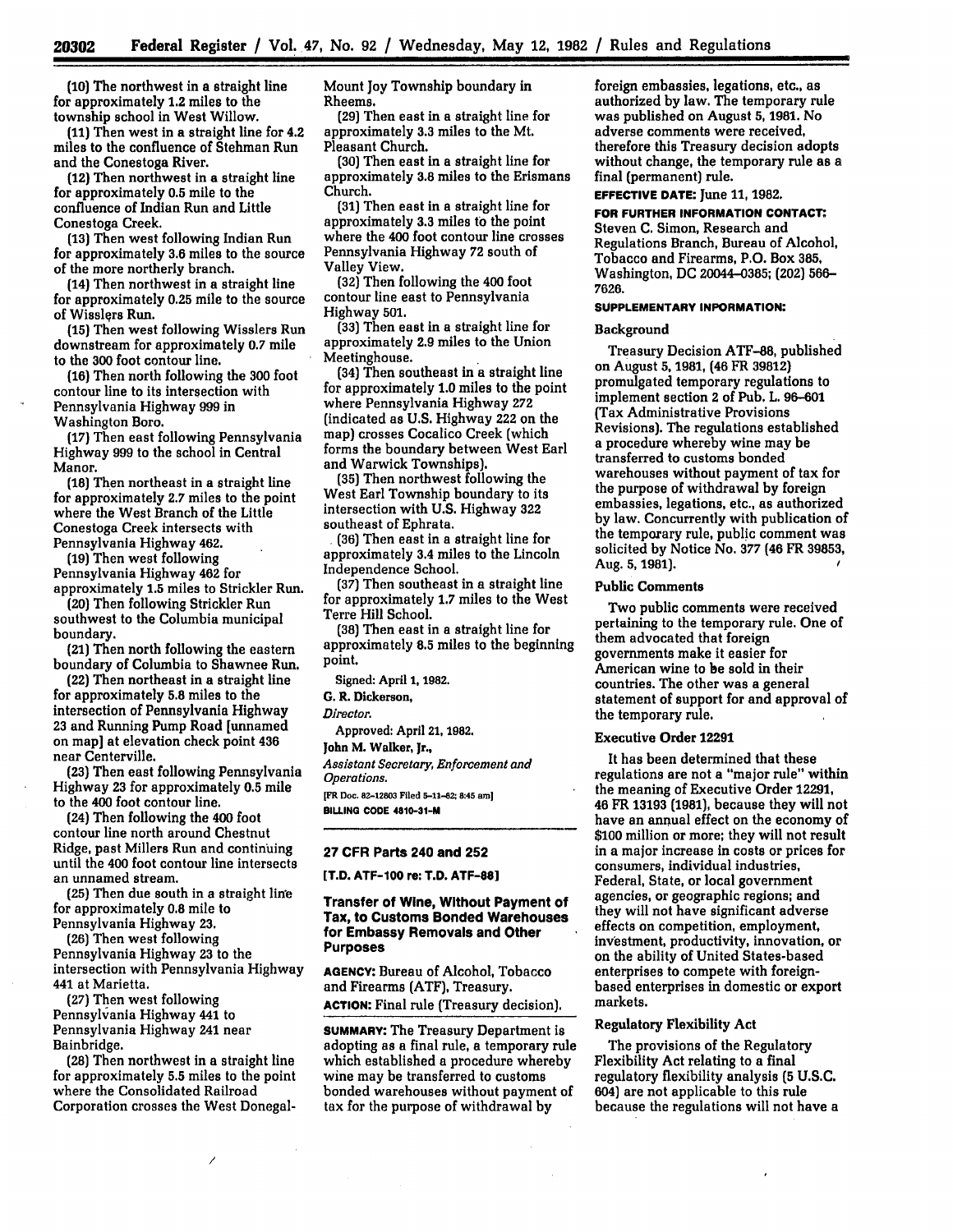(10) The northwest in a straight line for approximately 1.2 miles to the township school in West Willow.

(11) Then west in a straight line for 4.2 miles to the confluence of Stehman Run and the Conestoga River.

(12) Then northwest in a straight line for approximately 0.5 mile to the confluence of Indian Run and Little Conestoga Creek.

(13) Then west following Indian Run for approximately 3.6 miles to the source of the more northerly branch.

(14) Then northwest in a straight line for approximately 0.25 mile to the source of Wisslers Run.

(15) Then west following Wisslers Run downstream for approximately 0.7 mile to the 300 foot contour line.

(16) Then north following the 300 foot contour line to its intersection with Pennsylvania Highway 999 in Washington Boro.

(17) Then east following Pennsylvania Highway 999 to the school in Central Manor.

(18) Then northeast in a straight line for approximately 2.7 miles to the point where the West Branch of the Little Conestoga Creek intersects with Pennsylvania Highway 462.

(19) Then west following Pennsylvania Highway 462 for approximately 1.5 miles to Strickler Run.

(20) Then following Strickler Run southwest to the Columbia municipal boundary.

(21) Then north following the eastern boundary of Columbia to Shawnee Run.

(22) Then northeast in a straight line for approximately 5.8 miles to the intersection of Pennsylvania Highway 23 and Running Pump Road [unnamed on map] at elevation check point 436 near Centerville.

(23) Then east following Pennsylvania Highway 23 for approximately 0.5 mile to the 400 foot contour line.

(24) Then following the 400 foot contour line north around Chestnut Ridge, past Millers Run and continuing until the 400 foot contour line intersects an unnamed stream.

(25) Then due south in a straight line for approximately 0.8 mile to Pennsylvania Highway 23.

(26) Then west following Pennsylvania Highway 23 to the intersection with Pennsylvania Highway 441 at Marietta.

(27) Then west following Pennsylvania Highway 441 to Pennsylvania Highway 241 near Bainbridge.

(28) Then northwest in a straight line for approximately 5.5 miles to the point where the Consolidated Railroad Corporation crosses the West Donegal-Mount Joy Township boundary in Rheems.

(29) Then east in a straight line for approximately 3.3 miles to the Mt. Pleasant Church.

(30) Then east in a straight line for approximately 3.8 miles to the Erismans Church.

(31) Then east in a straight line for approximately 3.3 miles to the point where the 400 foot contour line crosses Pennsylvania Highway 72 south of Valley View.

(32) Then following the 400 foot contour line east to Pennsylvania Highway 501.

(33) Then east in a straight line for approximately 2.9 miles to the Union Meetinghouse.

(34) Then southeast in a straight line for approximately 1.0 miles to the point where Pennsylvania Highway 272 (indicated as U.S. Highway 222 on the map) crosses Cocalico Creek (which forms the boundary between West Earl and Warwick Townships).

(35) Then northwest following the West Earl Township boundary to its intersection with U.S. Highway 322 southeast of Ephrata.

(36) Then east in a straight line for approximately 3.4 miles to the Lincoln Independence School.

(37) Then southeast in a straight line for approximately 1.7 miles to the West Terre Hill School.

(38) Then east in a straight line for approximately 8.5 miles to the beginning point.

Signed: April 1, 1982.

G. R. Dickerson,

*Director.*

Approved: April 21, 1982.

John M. Walker, Jr.,

*Assistant Secretary, Enforcement and Operations.*

[FR Doc. 82-12803 Filed 5-11-82; 8:45 am]

BILLING CODE 4810-31-M

## 27 CFR Parts 240 and 252

**[T.D. ATF-100 re: T.D. ATF-88]**

## Transfer of Wine, Without Payment of Tax, to Customs Bonded Warehouses for Embassy Removals and Other Purposes

**AGENCY:** Bureau of Alcohol, Tobacco and Firearms (ATF), Treasury.

**ACTION:** Final rule (Treasury decision).

**SUMMARY:** The Treasury Department is adopting as a final rule, a temporary rule which established a procedure whereby wine may be transferred to customs bonded warehouses without payment of tax for the purpose of withdrawal by foreign embassies, legations, etc., as authorized by law. The temporary rule was published on August 5, 1981. No adverse comments were received, therefore this Treasury decision adopts without change, the temporary rule as a final (permanent) rule.

**EFFECTIVE DATE:** June 11, 1982.

**FOR FURTHER INFORMATION CONTACT:** Steven C. Simon, Research and Regulations Branch, Bureau of Alcohol, Tobacco and Firearms, P.O. Box 385, Washington, DC 20044-0385; (202) 566-7626.

**SUPPLEMENTARY INFORMATION:**

### Background

Treasury Decision ATF-88, published on August 5, 1981, (46 FR 39812) promulgated temporary regulations to implement section 2 of Pub. L. 96-601 (Tax Administrative Provisions Revisions). The regulations established a procedure whereby wine may be transferred to customs bonded warehouses without payment of tax for the purpose of withdrawal by foreign embassies, legations, etc., as authorized by law. Concurrently with publication of the temporary rule, public comment was solicited by Notice No. 377 (46 FR 39853, Aug. 5, 1981).

### Public Comments

Two public comments were received pertaining to the temporary rule. One of them advocated that foreign governments make it easier for American wine to be sold in their countries. The other was a general statement of support for and approval of the temporary rule.

### Executive Order 12291

It has been determined that these regulations are not a "major rule" within the meaning of Executive Order 12291, 46 FR 13193 (1981), because they will not have an annual effect on the economy of $100 million or more; they will not result in a major increase in costs or prices for consumers, individual industries, Federal, State, or local government agencies, or geographic regions; and they will not have significant adverse effects on competition, employment, investment, productivity, innovation, or on the ability of United States-based enterprises to compete with foreign-based enterprises in domestic or export markets.

### Regulatory Flexibility Act

The provisions of the Regulatory Flexibility Act relating to a final regulatory flexibility analysis (5 U.S.C. 604) are not applicable to this rule because the regulations will not have a